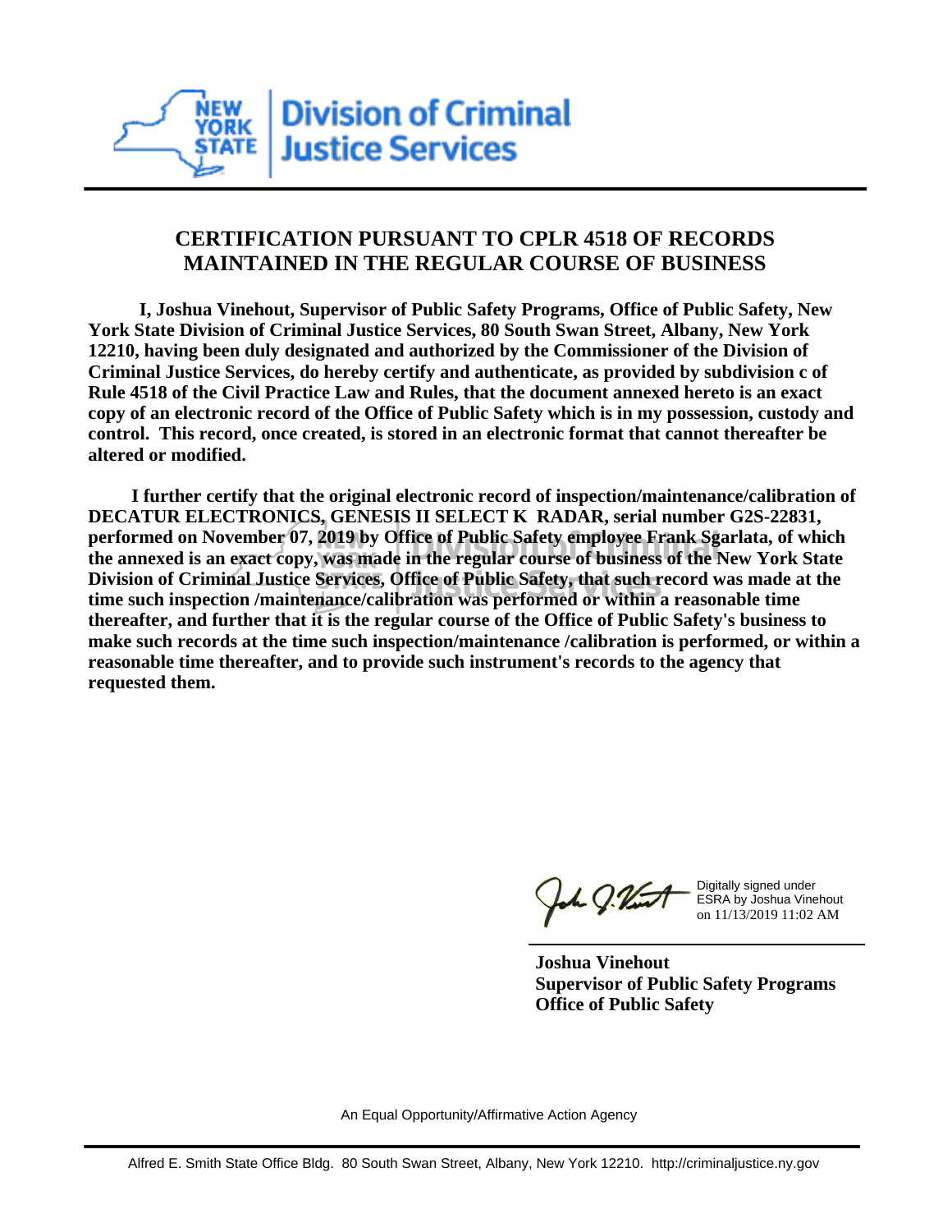**New York State Division of Criminal Justice Services**

# CERTIFICATION PURSUANT TO CPLR 4518 OF RECORDS MAINTAINED IN THE REGULAR COURSE OF BUSINESS

**I, Joshua Vinehout, Supervisor of Public Safety Programs, Office of Public Safety, New York State Division of Criminal Justice Services, 80 South Swan Street, Albany, New York 12210, having been duly designated and authorized by the Commissioner of the Division of Criminal Justice Services, do hereby certify and authenticate, as provided by subdivision c of Rule 4518 of the Civil Practice Law and Rules, that the document annexed hereto is an exact copy of an electronic record of the Office of Public Safety which is in my possession, custody and control. This record, once created, is stored in an electronic format that cannot thereafter be altered or modified.**

**I further certify that the original electronic record of inspection/maintenance/calibration of DECATUR ELECTRONICS, GENESIS II SELECT K RADAR, serial number G2S-22831, performed on November 07, 2019 by Office of Public Safety employee Frank Sgarlata, of which the annexed is an exact copy, was made in the regular course of business of the New York State Division of Criminal Justice Services, Office of Public Safety, that such record was made at the time such inspection /maintenance/calibration was performed or within a reasonable time thereafter, and further that it is the regular course of the Office of Public Safety's business to make such records at the time such inspection/maintenance /calibration is performed, or within a reasonable time thereafter, and to provide such instrument's records to the agency that requested them.**

Digitally signed under ESRA by Joshua Vinehout on 11/13/2019 11:02 AM

**Joshua Vinehout**
**Supervisor of Public Safety Programs**
**Office of Public Safety**

An Equal Opportunity/Affirmative Action Agency

Alfred E. Smith State Office Bldg. 80 South Swan Street, Albany, New York 12210. http://criminaljustice.ny.gov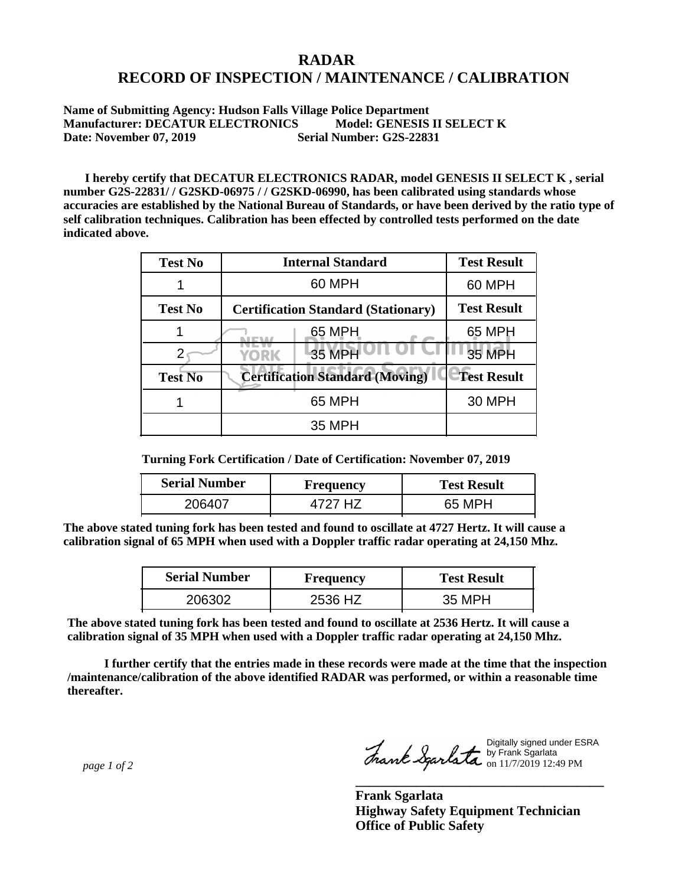# RADAR
# RECORD OF INSPECTION / MAINTENANCE / CALIBRATION

**Name of Submitting Agency: Hudson Falls Village Police Department**
**Manufacturer: DECATUR ELECTRONICS Model: GENESIS II SELECT K**
**Date: November 07, 2019 Serial Number: G2S-22831**

**I hereby certify that DECATUR ELECTRONICS RADAR, model GENESIS II SELECT K , serial number G2S-22831/ / G2SKD-06975 / / G2SKD-06990, has been calibrated using standards whose accuracies are established by the National Bureau of Standards, or have been derived by the ratio type of self calibration techniques. Calibration has been effected by controlled tests performed on the date indicated above.**

| Test No | Internal Standard | Test Result |
|---|---|---|
| 1 | 60 MPH | 60 MPH |
| **Test No** | **Certification Standard (Stationary)** | **Test Result** |
| 1 | 65 MPH | 65 MPH |
| 2 | 35 MPH | 35 MPH |
| **Test No** | **Certification Standard (Moving)** | **Test Result** |
| 1 | 65 MPH | 30 MPH |
| | 35 MPH | |

**Turning Fork Certification / Date of Certification: November 07, 2019**

| Serial Number | Frequency | Test Result |
|---|---|---|
| 206407 | 4727 HZ | 65 MPH |

**The above stated tuning fork has been tested and found to oscillate at 4727 Hertz. It will cause a calibration signal of 65 MPH when used with a Doppler traffic radar operating at 24,150 Mhz.**

| Serial Number | Frequency | Test Result |
|---|---|---|
| 206302 | 2536 HZ | 35 MPH |

**The above stated tuning fork has been tested and found to oscillate at 2536 Hertz. It will cause a calibration signal of 35 MPH when used with a Doppler traffic radar operating at 24,150 Mhz.**

**I further certify that the entries made in these records were made at the time that the inspection /maintenance/calibration of the above identified RADAR was performed, or within a reasonable time thereafter.**

Digitally signed under ESRA by Frank Sgarlata on 11/7/2019 12:49 PM

**Frank Sgarlata**
**Highway Safety Equipment Technician**
**Office of Public Safety**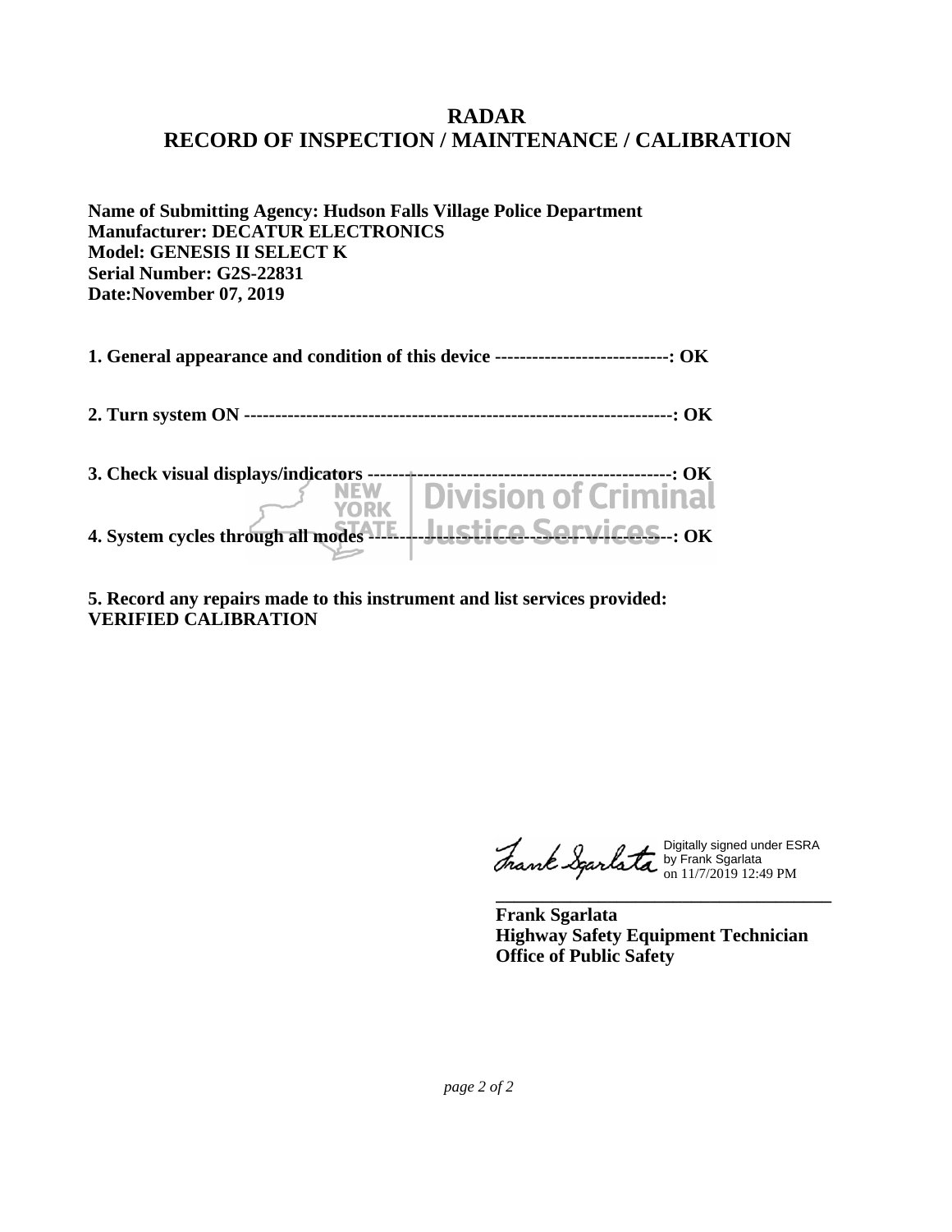# RADAR
# RECORD OF INSPECTION / MAINTENANCE / CALIBRATION

**Name of Submitting Agency: Hudson Falls Village Police Department**
**Manufacturer: DECATUR ELECTRONICS**
**Model: GENESIS II SELECT K**
**Serial Number: G2S-22831**
**Date:November 07, 2019**

**1. General appearance and condition of this device ----------------------------: OK**

**2. Turn system ON ------------------------------------------------------------------: OK**

**3. Check visual displays/indicators ----------------------------------------------: OK**

**4. System cycles through all modes ----------------------------------------------: OK**

**5. Record any repairs made to this instrument and list services provided:**
**VERIFIED CALIBRATION**

Digitally signed under ESRA by Frank Sgarlata on 11/7/2019 12:49 PM

**Frank Sgarlata**
**Highway Safety Equipment Technician**
**Office of Public Safety**